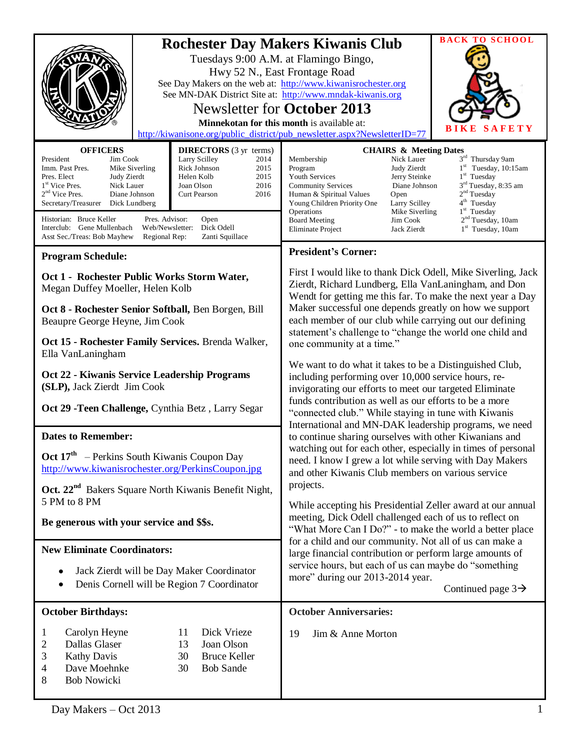# Rochester Day Makers Kiwanis Club

Tuesdays 9:00 A.M. at Flamingo Bingo,
Hwy 52 N., East Frontage Road
See Day Makers on the web at: http://www.kiwanisrochester.org
See MN-DAK District Site at: http://www.mndak-kiwanis.org

## Newsletter for October 2013

**Minnekotan for this month** is available at: http://kiwanisone.org/public_district/pub_newsletter.aspx?NewsletterID=77

BACK TO SCHOOL — BIKE SAFETY

| OFFICERS | |
|---|---|
| President | Jim Cook |
| Imm. Past Pres. | Mike Siverling |
| Pres. Elect | Judy Zierdt |
| 1st Vice Pres. | Nick Lauer |
| 2nd Vice Pres. | Diane Johnson |
| Secretary/Treasurer | Dick Lundberg |

| DIRECTORS (3 yr terms) | |
|---|---|
| Larry Scilley | 2014 |
| Rick Johnson | 2015 |
| Helen Kolb | 2015 |
| Joan Olson | 2016 |
| Curt Pearson | 2016 |

Historian: Bruce Keller — Pres. Advisor: Open
Interclub: Gene Mullenbach — Web/Newsletter: Dick Odell
Asst Sec./Treas: Bob Mayhew — Regional Rep: Zanti Squillace

| CHAIRS & Meeting Dates | | |
|---|---|---|
| Membership | Nick Lauer | 3rd Thursday 9am |
| Program | Judy Zierdt | 1st Tuesday, 10:15am |
| Youth Services | Jerry Steinke | 1st Tuesday |
| Community Services | Diane Johnson | 3rd Tuesday, 8:35 am |
| Human & Spiritual Values | Open | 2nd Tuesday |
| Young Children Priority One | Larry Scilley | 4th Tuesday |
| Operations | Mike Siverling | 1st Tuesday |
| Board Meeting | Jim Cook | 2nd Tuesday, 10am |
| Eliminate Project | Jack Zierdt | 1st Tuesday, 10am |

### Program Schedule:

**Oct 1 - Rochester Public Works Storm Water,** Megan Duffey Moeller, Helen Kolb

**Oct 8 - Rochester Senior Softball,** Ben Borgen, Bill Beaupre George Heyne, Jim Cook

**Oct 15 - Rochester Family Services.** Brenda Walker, Ella VanLaningham

**Oct 22 - Kiwanis Service Leadership Programs (SLP),** Jack Zierdt Jim Cook

**Oct 29 -Teen Challenge,** Cynthia Betz , Larry Segar

### Dates to Remember:

**Oct 17th** – Perkins South Kiwanis Coupon Day
http://www.kiwanisrochester.org/PerkinsCoupon.jpg

**Oct. 22nd** Bakers Square North Kiwanis Benefit Night, 5 PM to 8 PM

**Be generous with your service and $$s.**

### New Eliminate Coordinators:

- Jack Zierdt will be Day Maker Coordinator
- Denis Cornell will be Region 7 Coordinator

### President's Corner:

First I would like to thank Dick Odell, Mike Siverling, Jack Zierdt, Richard Lundberg, Ella VanLaningham, and Don Wendt for getting me this far. To make the next year a Day Maker successful one depends greatly on how we support each member of our club while carrying out our defining statement's challenge to "change the world one child and one community at a time."

We want to do what it takes to be a Distinguished Club, including performing over 10,000 service hours, re-invigorating our efforts to meet our targeted Eliminate funds contribution as well as our efforts to be a more "connected club." While staying in tune with Kiwanis International and MN-DAK leadership programs, we need to continue sharing ourselves with other Kiwanians and watching out for each other, especially in times of personal need. I know I grew a lot while serving with Day Makers and other Kiwanis Club members on various service projects.

While accepting his Presidential Zeller award at our annual meeting, Dick Odell challenged each of us to reflect on "What More Can I Do?" - to make the world a better place for a child and our community. Not all of us can make a large financial contribution or perform large amounts of service hours, but each of us can maybe do "something more" during our 2013-2014 year.

Continued page 3→

### October Birthdays:

| | | | |
|---|---|---|---|
| 1 | Carolyn Heyne | 11 | Dick Vrieze |
| 2 | Dallas Glaser | 13 | Joan Olson |
| 3 | Kathy Davis | 30 | Bruce Keller |
| 4 | Dave Moehnke | 30 | Bob Sande |
| 8 | Bob Nowicki | | |

### October Anniversaries:

19 Jim & Anne Morton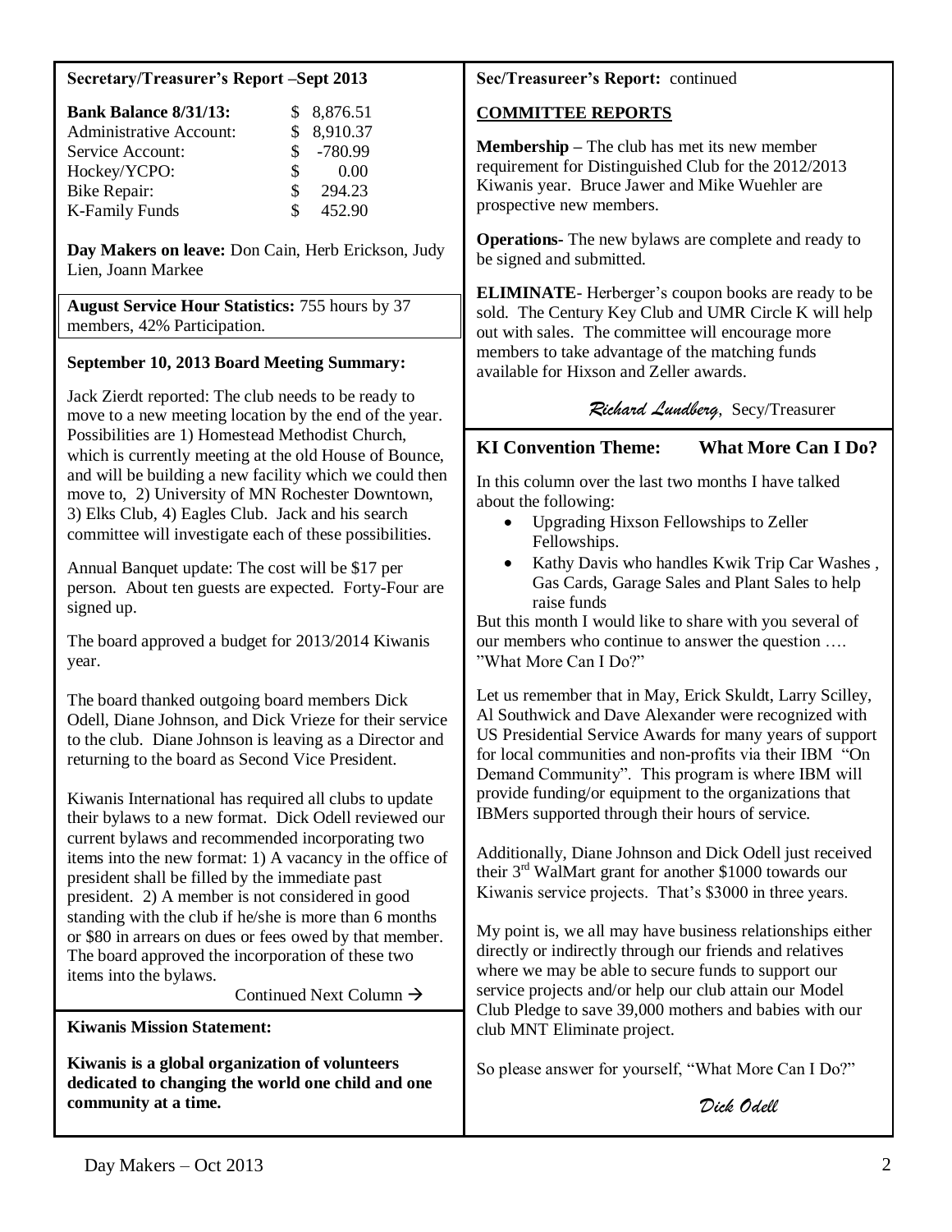## Secretary/Treasurer's Report –Sept 2013

| | |
|---|---|
| **Bank Balance 8/31/13:** | $ 8,876.51 |
| Administrative Account: | $ 8,910.37 |
| Service Account: | $ -780.99 |
| Hockey/YCPO: | $ 0.00 |
| Bike Repair: | $ 294.23 |
| K-Family Funds | $ 452.90 |

**Day Makers on leave:** Don Cain, Herb Erickson, Judy Lien, Joann Markee

**August Service Hour Statistics:** 755 hours by 37 members, 42% Participation.

### September 10, 2013 Board Meeting Summary:

Jack Zierdt reported: The club needs to be ready to move to a new meeting location by the end of the year. Possibilities are 1) Homestead Methodist Church, which is currently meeting at the old House of Bounce, and will be building a new facility which we could then move to, 2) University of MN Rochester Downtown, 3) Elks Club, 4) Eagles Club. Jack and his search committee will investigate each of these possibilities.

Annual Banquet update: The cost will be $17 per person. About ten guests are expected. Forty-Four are signed up.

The board approved a budget for 2013/2014 Kiwanis year.

The board thanked outgoing board members Dick Odell, Diane Johnson, and Dick Vrieze for their service to the club. Diane Johnson is leaving as a Director and returning to the board as Second Vice President.

Kiwanis International has required all clubs to update their bylaws to a new format. Dick Odell reviewed our current bylaws and recommended incorporating two items into the new format: 1) A vacancy in the office of president shall be filled by the immediate past president. 2) A member is not considered in good standing with the club if he/she is more than 6 months or $80 in arrears on dues or fees owed by that member. The board approved the incorporation of these two items into the bylaws.

Continued Next Column →

**Kiwanis Mission Statement:**

**Kiwanis is a global organization of volunteers dedicated to changing the world one child and one community at a time.**

**Sec/Treasureer's Report:** continued

### COMMITTEE REPORTS

**Membership –** The club has met its new member requirement for Distinguished Club for the 2012/2013 Kiwanis year. Bruce Jawer and Mike Wuehler are prospective new members.

**Operations-** The new bylaws are complete and ready to be signed and submitted.

**ELIMINATE**- Herberger's coupon books are ready to be sold. The Century Key Club and UMR Circle K will help out with sales. The committee will encourage more members to take advantage of the matching funds available for Hixson and Zeller awards.

*Richard Lundberg*, Secy/Treasurer

## KI Convention Theme: What More Can I Do?

In this column over the last two months I have talked about the following:

- Upgrading Hixson Fellowships to Zeller Fellowships.
- Kathy Davis who handles Kwik Trip Car Washes , Gas Cards, Garage Sales and Plant Sales to help raise funds

But this month I would like to share with you several of our members who continue to answer the question …. "What More Can I Do?"

Let us remember that in May, Erick Skuldt, Larry Scilley, Al Southwick and Dave Alexander were recognized with US Presidential Service Awards for many years of support for local communities and non-profits via their IBM "On Demand Community". This program is where IBM will provide funding/or equipment to the organizations that IBMers supported through their hours of service.

Additionally, Diane Johnson and Dick Odell just received their 3rd WalMart grant for another $1000 towards our Kiwanis service projects. That's $3000 in three years.

My point is, we all may have business relationships either directly or indirectly through our friends and relatives where we may be able to secure funds to support our service projects and/or help our club attain our Model Club Pledge to save 39,000 mothers and babies with our club MNT Eliminate project.

So please answer for yourself, "What More Can I Do?"

*Dick Odell*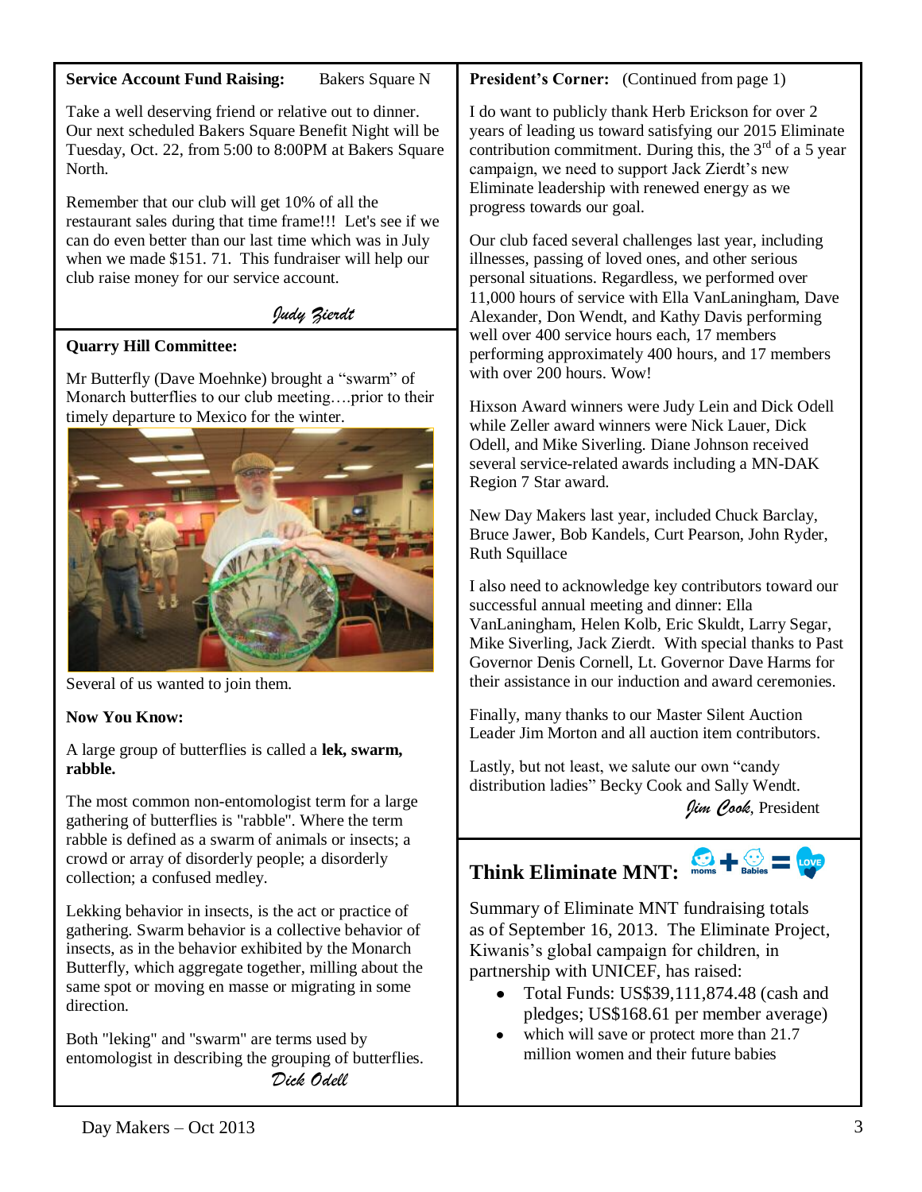**Service Account Fund Raising:** Bakers Square N

Take a well deserving friend or relative out to dinner. Our next scheduled Bakers Square Benefit Night will be Tuesday, Oct. 22, from 5:00 to 8:00PM at Bakers Square North.

Remember that our club will get 10% of all the restaurant sales during that time frame!!! Let's see if we can do even better than our last time which was in July when we made $151. 71. This fundraiser will help our club raise money for our service account.

*Judy Zierdt*

**Quarry Hill Committee:**

Mr Butterfly (Dave Moehnke) brought a "swarm" of Monarch butterflies to our club meeting….prior to their timely departure to Mexico for the winter.

Several of us wanted to join them.

**Now You Know:**

A large group of butterflies is called a **lek, swarm, rabble.**

The most common non-entomologist term for a large gathering of butterflies is "rabble". Where the term rabble is defined as a swarm of animals or insects; a crowd or array of disorderly people; a disorderly collection; a confused medley.

Lekking behavior in insects, is the act or practice of gathering. Swarm behavior is a collective behavior of insects, as in the behavior exhibited by the Monarch Butterfly, which aggregate together, milling about the same spot or moving en masse or migrating in some direction.

Both "leking" and "swarm" are terms used by entomologist in describing the grouping of butterflies.

*Dick Odell*

**President's Corner:** (Continued from page 1)

I do want to publicly thank Herb Erickson for over 2 years of leading us toward satisfying our 2015 Eliminate contribution commitment. During this, the 3rd of a 5 year campaign, we need to support Jack Zierdt's new Eliminate leadership with renewed energy as we progress towards our goal.

Our club faced several challenges last year, including illnesses, passing of loved ones, and other serious personal situations. Regardless, we performed over 11,000 hours of service with Ella VanLaningham, Dave Alexander, Don Wendt, and Kathy Davis performing well over 400 service hours each, 17 members performing approximately 400 hours, and 17 members with over 200 hours. Wow!

Hixson Award winners were Judy Lein and Dick Odell while Zeller award winners were Nick Lauer, Dick Odell, and Mike Siverling. Diane Johnson received several service-related awards including a MN-DAK Region 7 Star award.

New Day Makers last year, included Chuck Barclay, Bruce Jawer, Bob Kandels, Curt Pearson, John Ryder, Ruth Squillace

I also need to acknowledge key contributors toward our successful annual meeting and dinner: Ella VanLaningham, Helen Kolb, Eric Skuldt, Larry Segar, Mike Siverling, Jack Zierdt. With special thanks to Past Governor Denis Cornell, Lt. Governor Dave Harms for their assistance in our induction and award ceremonies.

Finally, many thanks to our Master Silent Auction Leader Jim Morton and all auction item contributors.

Lastly, but not least, we salute our own "candy distribution ladies" Becky Cook and Sally Wendt.

*Jim Cook*, President

## Think Eliminate MNT:

Summary of Eliminate MNT fundraising totals as of September 16, 2013. The Eliminate Project, Kiwanis's global campaign for children, in partnership with UNICEF, has raised:

- Total Funds: US$39,111,874.48 (cash and pledges; US$168.61 per member average)
- which will save or protect more than 21.7 million women and their future babies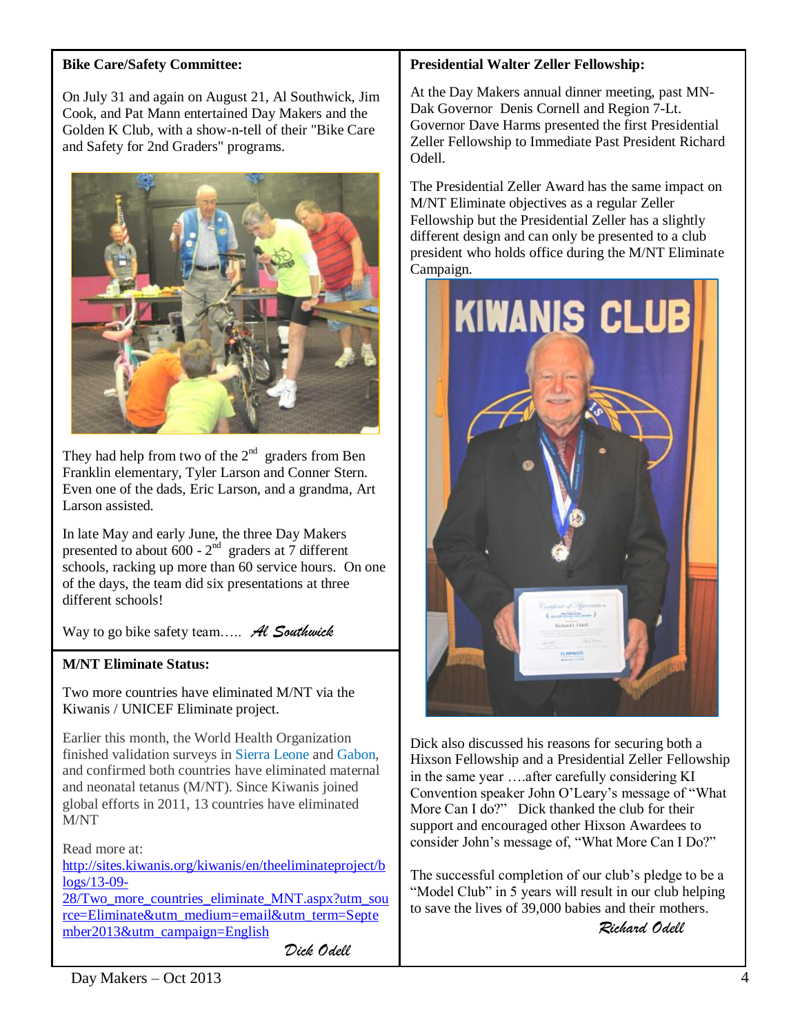**Bike Care/Safety Committee:**

On July 31 and again on August 21, Al Southwick, Jim Cook, and Pat Mann entertained Day Makers and the Golden K Club, with a show-n-tell of their "Bike Care and Safety for 2nd Graders" programs.

They had help from two of the 2nd graders from Ben Franklin elementary, Tyler Larson and Conner Stern. Even one of the dads, Eric Larson, and a grandma, Art Larson assisted.

In late May and early June, the three Day Makers presented to about 600 - 2nd graders at 7 different schools, racking up more than 60 service hours. On one of the days, the team did six presentations at three different schools!

Way to go bike safety team….. *Al Southwick*

**M/NT Eliminate Status:**

Two more countries have eliminated M/NT via the Kiwanis / UNICEF Eliminate project.

Earlier this month, the World Health Organization finished validation surveys in Sierra Leone and Gabon, and confirmed both countries have eliminated maternal and neonatal tetanus (M/NT). Since Kiwanis joined global efforts in 2011, 13 countries have eliminated M/NT

Read more at:
[http://sites.kiwanis.org/kiwanis/en/theeliminateproject/blogs/13-09-28/Two_more_countries_eliminate_MNT.aspx?utm_source=Eliminate&utm_medium=email&utm_term=September2013&utm_campaign=English](http://sites.kiwanis.org/kiwanis/en/theeliminateproject/blogs/13-09-28/Two_more_countries_eliminate_MNT.aspx?utm_source=Eliminate&utm_medium=email&utm_term=September2013&utm_campaign=English)

*Dick Odell*

**Presidential Walter Zeller Fellowship:**

At the Day Makers annual dinner meeting, past MN-Dak Governor Denis Cornell and Region 7-Lt. Governor Dave Harms presented the first Presidential Zeller Fellowship to Immediate Past President Richard Odell.

The Presidential Zeller Award has the same impact on M/NT Eliminate objectives as a regular Zeller Fellowship but the Presidential Zeller has a slightly different design and can only be presented to a club president who holds office during the M/NT Eliminate Campaign.

Dick also discussed his reasons for securing both a Hixson Fellowship and a Presidential Zeller Fellowship in the same year ….after carefully considering KI Convention speaker John O'Leary's message of "What More Can I do?" Dick thanked the club for their support and encouraged other Hixson Awardees to consider John's message of, "What More Can I Do?"

The successful completion of our club's pledge to be a "Model Club" in 5 years will result in our club helping to save the lives of 39,000 babies and their mothers.

*Richard Odell*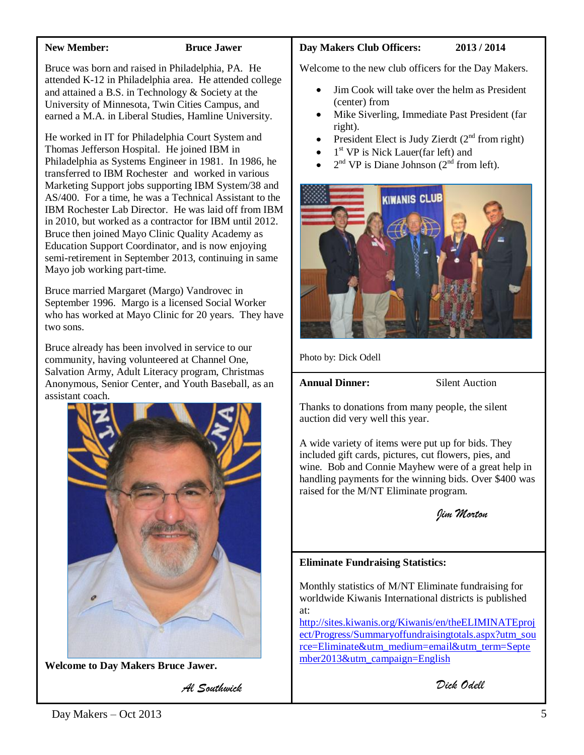**New Member:** **Bruce Jawer**

Bruce was born and raised in Philadelphia, PA. He attended K-12 in Philadelphia area. He attended college and attained a B.S. in Technology & Society at the University of Minnesota, Twin Cities Campus, and earned a M.A. in Liberal Studies, Hamline University.

He worked in IT for Philadelphia Court System and Thomas Jefferson Hospital. He joined IBM in Philadelphia as Systems Engineer in 1981. In 1986, he transferred to IBM Rochester and worked in various Marketing Support jobs supporting IBM System/38 and AS/400. For a time, he was a Technical Assistant to the IBM Rochester Lab Director. He was laid off from IBM in 2010, but worked as a contractor for IBM until 2012. Bruce then joined Mayo Clinic Quality Academy as Education Support Coordinator, and is now enjoying semi-retirement in September 2013, continuing in same Mayo job working part-time.

Bruce married Margaret (Margo) Vandrovec in September 1996. Margo is a licensed Social Worker who has worked at Mayo Clinic for 20 years. They have two sons.

Bruce already has been involved in service to our community, having volunteered at Channel One, Salvation Army, Adult Literacy program, Christmas Anonymous, Senior Center, and Youth Baseball, as an assistant coach.

**Welcome to Day Makers Bruce Jawer.**

*Al Southwick*

**Day Makers Club Officers:** **2013 / 2014**

Welcome to the new club officers for the Day Makers.

- Jim Cook will take over the helm as President (center) from
- Mike Siverling, Immediate Past President (far right).
- President Elect is Judy Zierdt (2nd from right)
- 1st VP is Nick Lauer(far left) and
- 2nd VP is Diane Johnson (2nd from left).

Photo by: Dick Odell

**Annual Dinner:** Silent Auction

Thanks to donations from many people, the silent auction did very well this year.

A wide variety of items were put up for bids. They included gift cards, pictures, cut flowers, pies, and wine. Bob and Connie Mayhew were of a great help in handling payments for the winning bids. Over $400 was raised for the M/NT Eliminate program.

*Jim Morton*

**Eliminate Fundraising Statistics:**

Monthly statistics of M/NT Eliminate fundraising for worldwide Kiwanis International districts is published at:
http://sites.kiwanis.org/Kiwanis/en/theELIMINATEproject/Progress/Summaryoffundraisingtotals.aspx?utm_source=Eliminate&utm_medium=email&utm_term=September2013&utm_campaign=English

*Dick Odell*